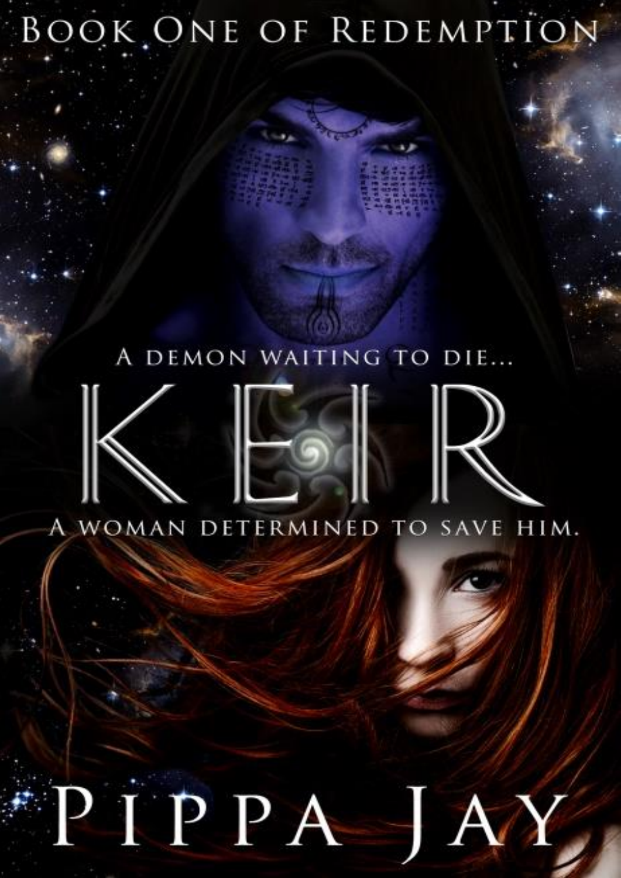BOOK ONE OF REDEMPTION

A DEMON WAITING TO DIE...

# KEIR

A WOMAN DETERMINED TO SAVE HIM.

PIPPA JAY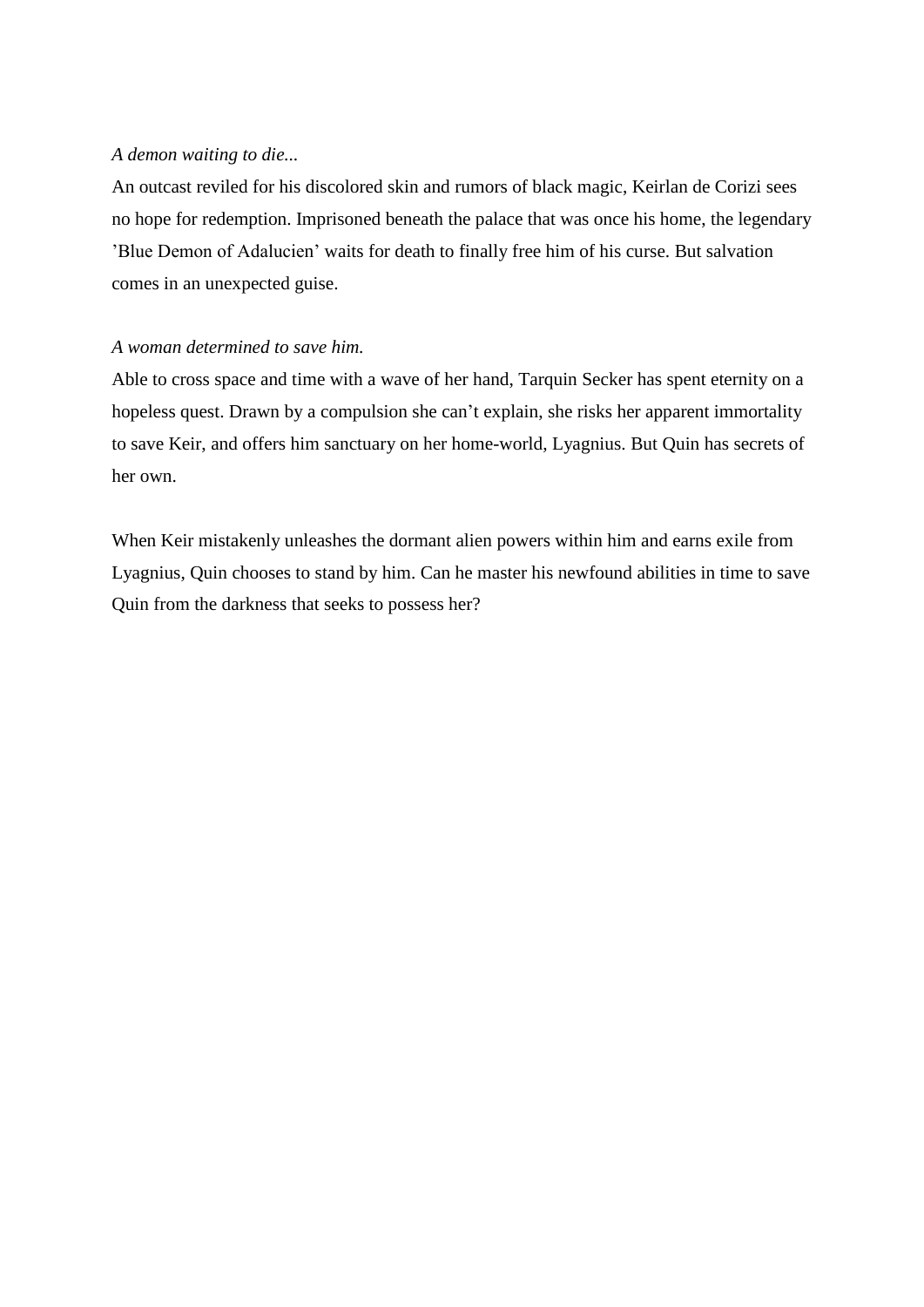*A demon waiting to die...*

An outcast reviled for his discolored skin and rumors of black magic, Keirlan de Corizi sees no hope for redemption. Imprisoned beneath the palace that was once his home, the legendary ’Blue Demon of Adalucien’ waits for death to finally free him of his curse. But salvation comes in an unexpected guise.

*A woman determined to save him.*

Able to cross space and time with a wave of her hand, Tarquin Secker has spent eternity on a hopeless quest. Drawn by a compulsion she can’t explain, she risks her apparent immortality to save Keir, and offers him sanctuary on her home-world, Lyagnius. But Quin has secrets of her own.

When Keir mistakenly unleashes the dormant alien powers within him and earns exile from Lyagnius, Quin chooses to stand by him. Can he master his newfound abilities in time to save Quin from the darkness that seeks to possess her?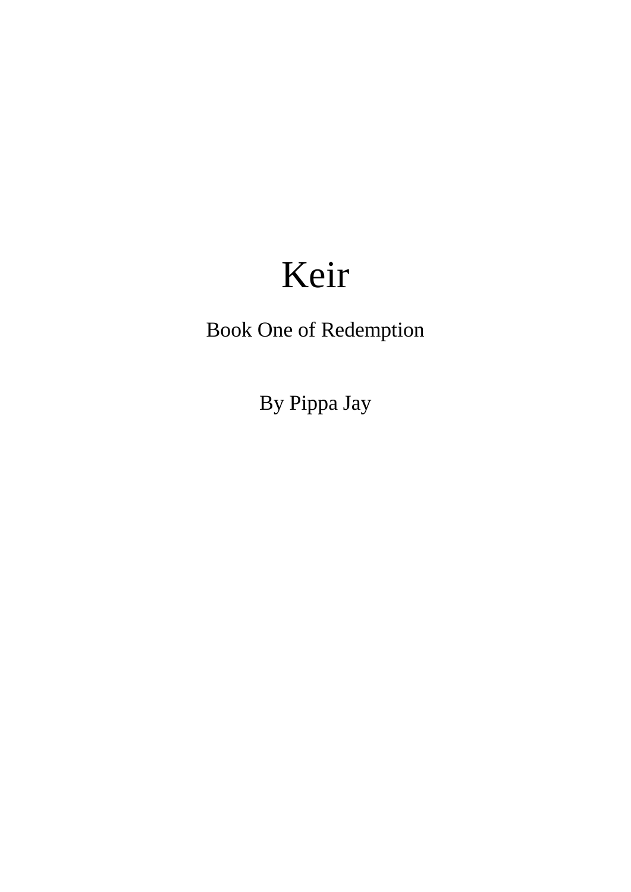# Keir

Book One of Redemption

By Pippa Jay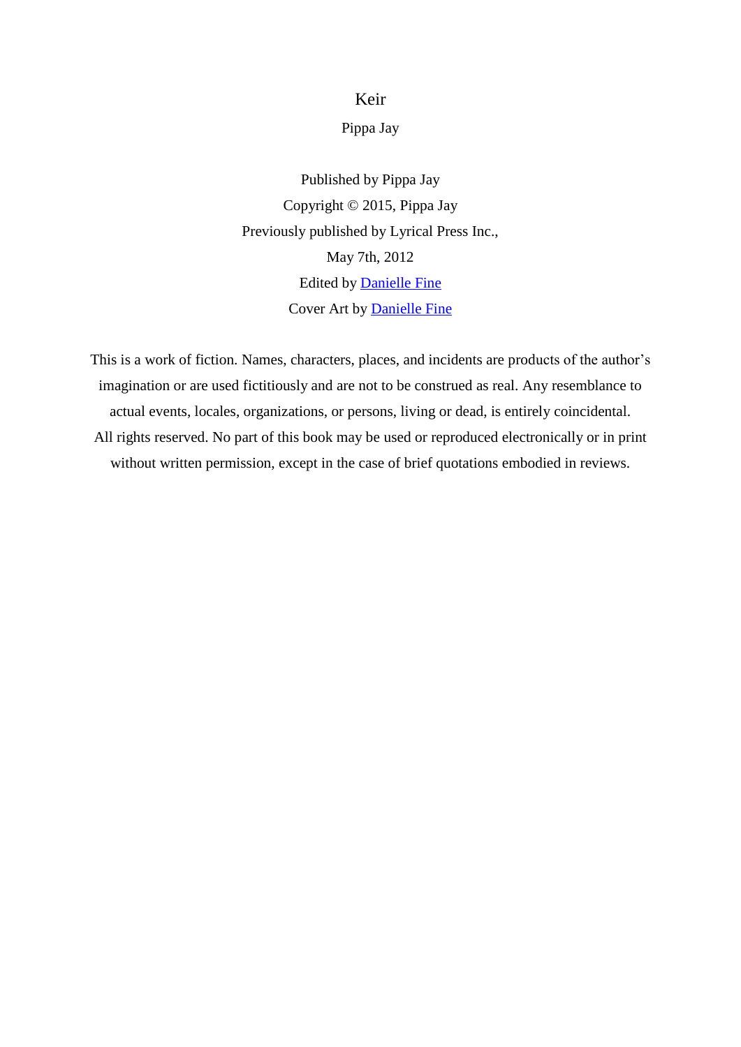# Keir

Pippa Jay

Published by Pippa Jay

Copyright © 2015, Pippa Jay

Previously published by Lyrical Press Inc.,

May 7th, 2012

Edited by Danielle Fine

Cover Art by Danielle Fine

This is a work of fiction. Names, characters, places, and incidents are products of the author's imagination or are used fictitiously and are not to be construed as real. Any resemblance to actual events, locales, organizations, or persons, living or dead, is entirely coincidental. All rights reserved. No part of this book may be used or reproduced electronically or in print without written permission, except in the case of brief quotations embodied in reviews.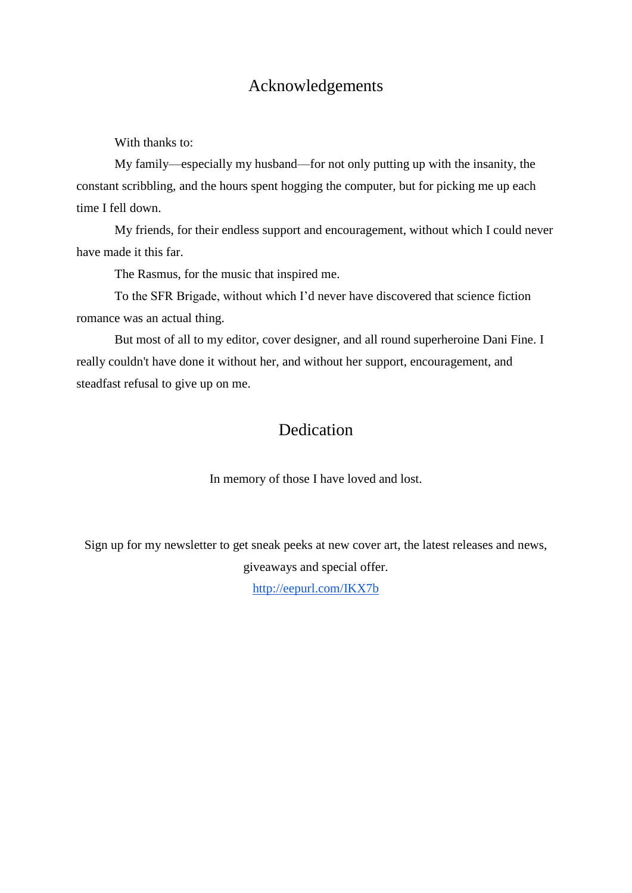# Acknowledgements

With thanks to:

My family—especially my husband—for not only putting up with the insanity, the constant scribbling, and the hours spent hogging the computer, but for picking me up each time I fell down.

My friends, for their endless support and encouragement, without which I could never have made it this far.

The Rasmus, for the music that inspired me.

To the SFR Brigade, without which I'd never have discovered that science fiction romance was an actual thing.

But most of all to my editor, cover designer, and all round superheroine Dani Fine. I really couldn't have done it without her, and without her support, encouragement, and steadfast refusal to give up on me.

# Dedication

In memory of those I have loved and lost.

Sign up for my newsletter to get sneak peeks at new cover art, the latest releases and news, giveaways and special offer.

[http://eepurl.com/IKX7b](http://eepurl.com/IKX7b)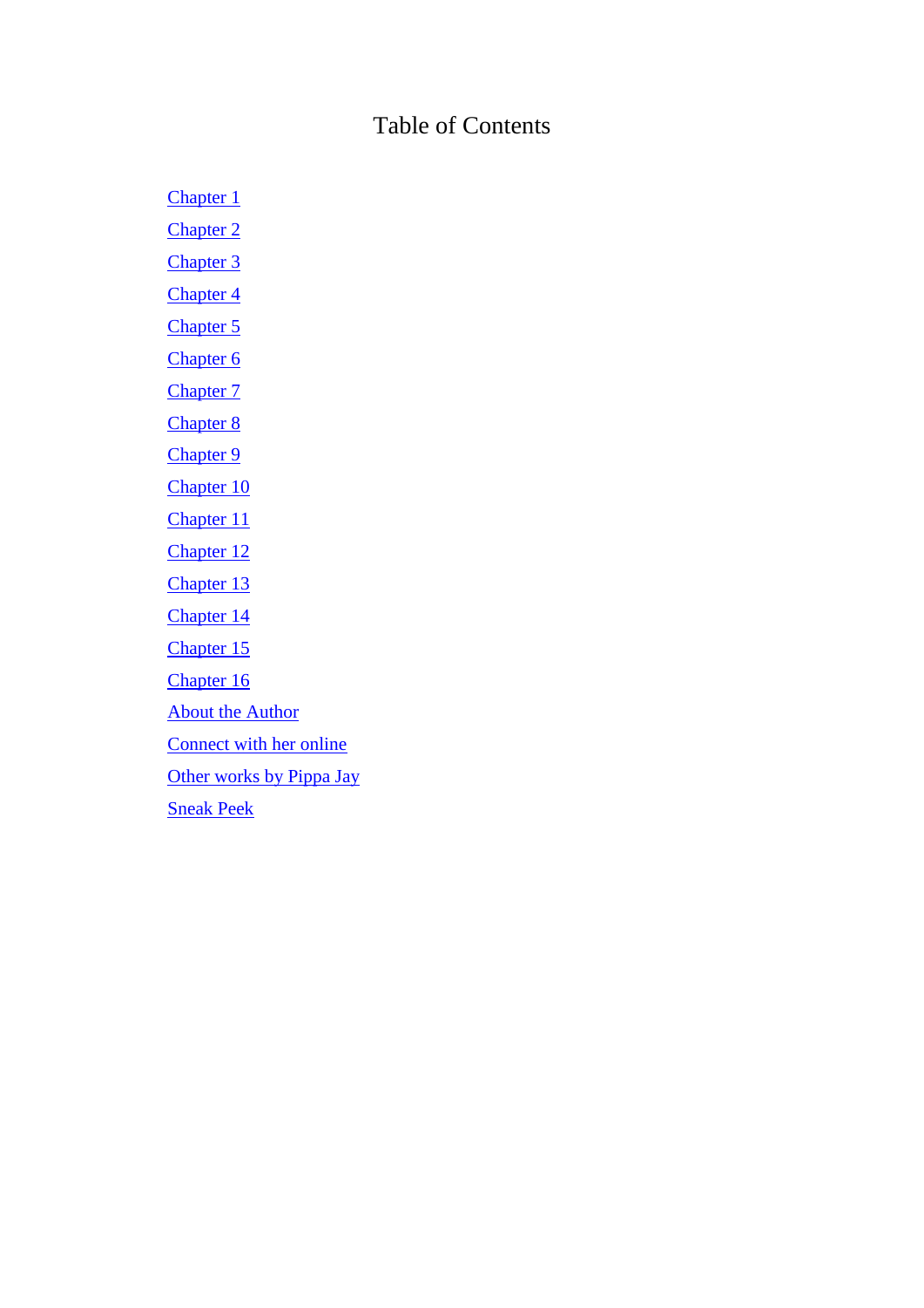# Table of Contents

- Chapter 1
- Chapter 2
- Chapter 3
- Chapter 4
- Chapter 5
- Chapter 6
- Chapter 7
- Chapter 8
- Chapter 9
- Chapter 10
- Chapter 11
- Chapter 12
- Chapter 13
- Chapter 14
- Chapter 15
- Chapter 16
- About the Author
- Connect with her online
- Other works by Pippa Jay
- Sneak Peek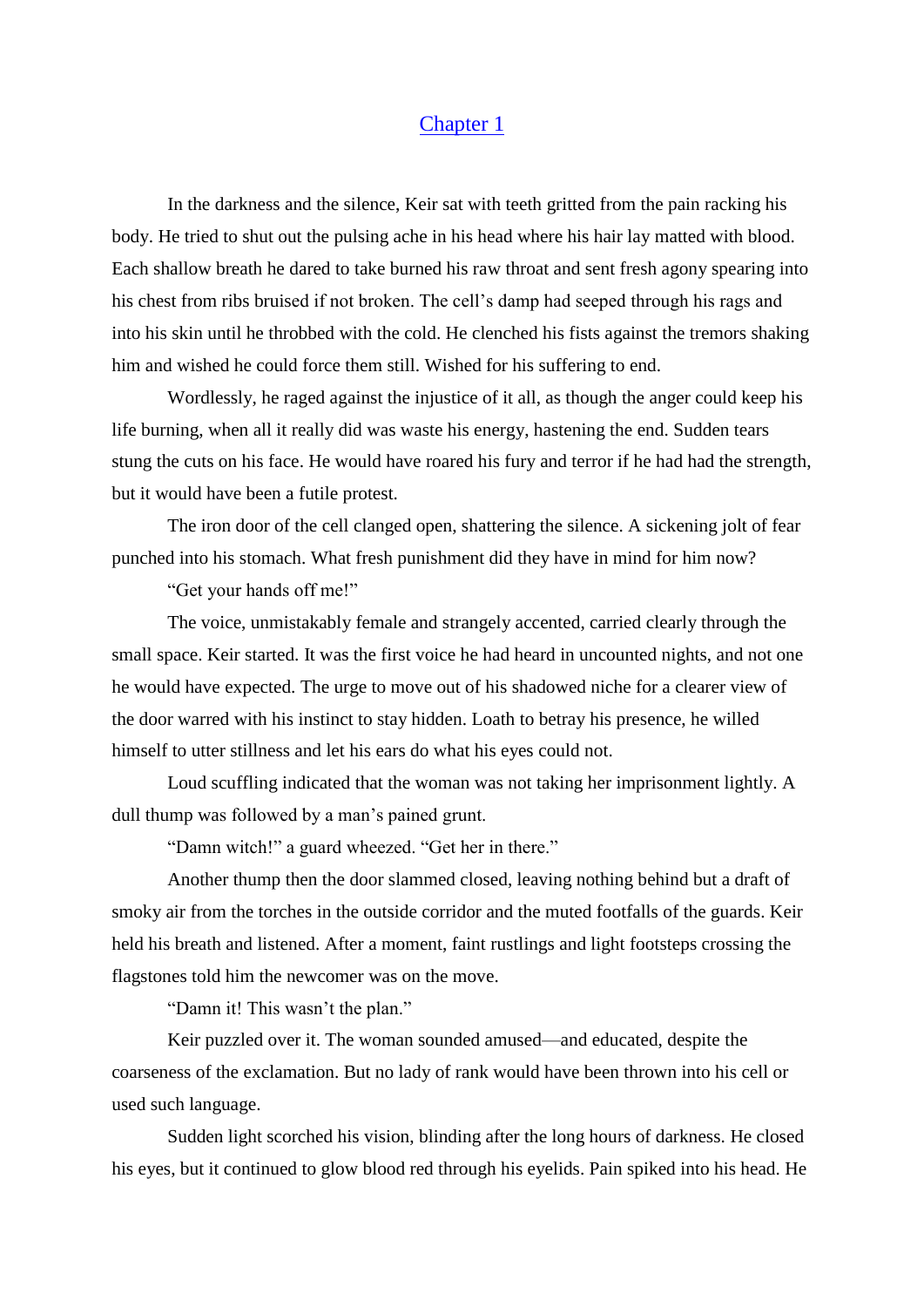# Chapter 1

In the darkness and the silence, Keir sat with teeth gritted from the pain racking his body. He tried to shut out the pulsing ache in his head where his hair lay matted with blood. Each shallow breath he dared to take burned his raw throat and sent fresh agony spearing into his chest from ribs bruised if not broken. The cell's damp had seeped through his rags and into his skin until he throbbed with the cold. He clenched his fists against the tremors shaking him and wished he could force them still. Wished for his suffering to end.

Wordlessly, he raged against the injustice of it all, as though the anger could keep his life burning, when all it really did was waste his energy, hastening the end. Sudden tears stung the cuts on his face. He would have roared his fury and terror if he had had the strength, but it would have been a futile protest.

The iron door of the cell clanged open, shattering the silence. A sickening jolt of fear punched into his stomach. What fresh punishment did they have in mind for him now?

"Get your hands off me!"

The voice, unmistakably female and strangely accented, carried clearly through the small space. Keir started. It was the first voice he had heard in uncounted nights, and not one he would have expected. The urge to move out of his shadowed niche for a clearer view of the door warred with his instinct to stay hidden. Loath to betray his presence, he willed himself to utter stillness and let his ears do what his eyes could not.

Loud scuffling indicated that the woman was not taking her imprisonment lightly. A dull thump was followed by a man's pained grunt.

"Damn witch!" a guard wheezed. "Get her in there."

Another thump then the door slammed closed, leaving nothing behind but a draft of smoky air from the torches in the outside corridor and the muted footfalls of the guards. Keir held his breath and listened. After a moment, faint rustlings and light footsteps crossing the flagstones told him the newcomer was on the move.

"Damn it! This wasn't the plan."

Keir puzzled over it. The woman sounded amused—and educated, despite the coarseness of the exclamation. But no lady of rank would have been thrown into his cell or used such language.

Sudden light scorched his vision, blinding after the long hours of darkness. He closed his eyes, but it continued to glow blood red through his eyelids. Pain spiked into his head. He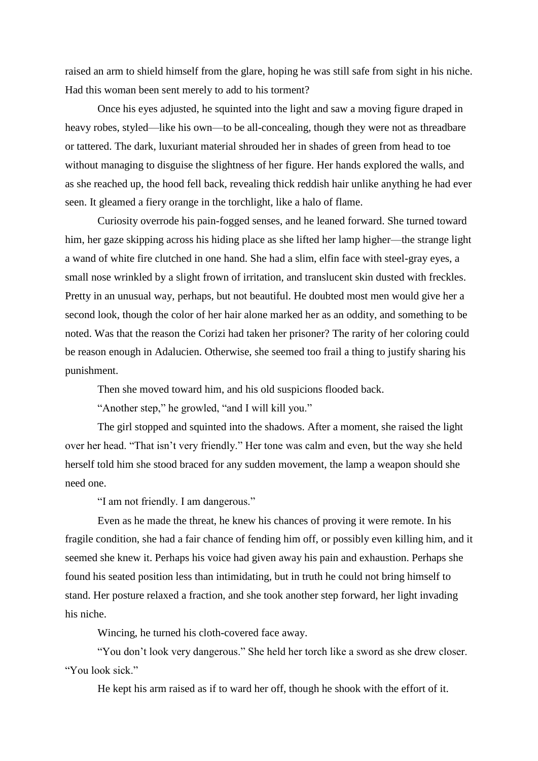raised an arm to shield himself from the glare, hoping he was still safe from sight in his niche. Had this woman been sent merely to add to his torment?

Once his eyes adjusted, he squinted into the light and saw a moving figure draped in heavy robes, styled—like his own—to be all-concealing, though they were not as threadbare or tattered. The dark, luxuriant material shrouded her in shades of green from head to toe without managing to disguise the slightness of her figure. Her hands explored the walls, and as she reached up, the hood fell back, revealing thick reddish hair unlike anything he had ever seen. It gleamed a fiery orange in the torchlight, like a halo of flame.

Curiosity overrode his pain-fogged senses, and he leaned forward. She turned toward him, her gaze skipping across his hiding place as she lifted her lamp higher—the strange light a wand of white fire clutched in one hand. She had a slim, elfin face with steel-gray eyes, a small nose wrinkled by a slight frown of irritation, and translucent skin dusted with freckles. Pretty in an unusual way, perhaps, but not beautiful. He doubted most men would give her a second look, though the color of her hair alone marked her as an oddity, and something to be noted. Was that the reason the Corizi had taken her prisoner? The rarity of her coloring could be reason enough in Adalucien. Otherwise, she seemed too frail a thing to justify sharing his punishment.

Then she moved toward him, and his old suspicions flooded back.

"Another step," he growled, "and I will kill you."

The girl stopped and squinted into the shadows. After a moment, she raised the light over her head. "That isn't very friendly." Her tone was calm and even, but the way she held herself told him she stood braced for any sudden movement, the lamp a weapon should she need one.

"I am not friendly. I am dangerous."

Even as he made the threat, he knew his chances of proving it were remote. In his fragile condition, she had a fair chance of fending him off, or possibly even killing him, and it seemed she knew it. Perhaps his voice had given away his pain and exhaustion. Perhaps she found his seated position less than intimidating, but in truth he could not bring himself to stand. Her posture relaxed a fraction, and she took another step forward, her light invading his niche.

Wincing, he turned his cloth-covered face away.

"You don't look very dangerous." She held her torch like a sword as she drew closer. "You look sick."

He kept his arm raised as if to ward her off, though he shook with the effort of it.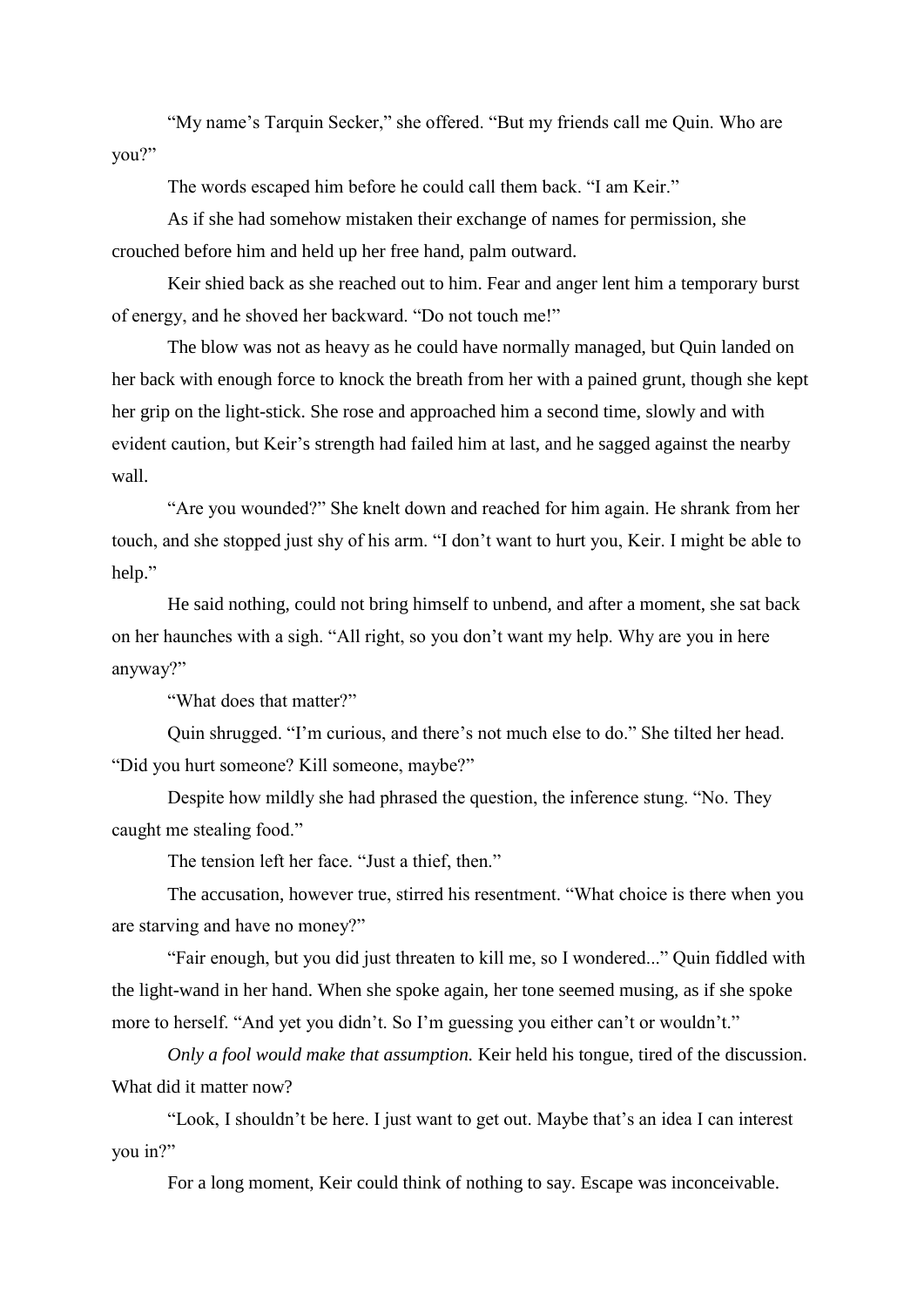"My name's Tarquin Secker," she offered. "But my friends call me Quin. Who are you?"

The words escaped him before he could call them back. "I am Keir."

As if she had somehow mistaken their exchange of names for permission, she crouched before him and held up her free hand, palm outward.

Keir shied back as she reached out to him. Fear and anger lent him a temporary burst of energy, and he shoved her backward. "Do not touch me!"

The blow was not as heavy as he could have normally managed, but Quin landed on her back with enough force to knock the breath from her with a pained grunt, though she kept her grip on the light-stick. She rose and approached him a second time, slowly and with evident caution, but Keir's strength had failed him at last, and he sagged against the nearby wall.

"Are you wounded?" She knelt down and reached for him again. He shrank from her touch, and she stopped just shy of his arm. "I don't want to hurt you, Keir. I might be able to help."

He said nothing, could not bring himself to unbend, and after a moment, she sat back on her haunches with a sigh. "All right, so you don't want my help. Why are you in here anyway?"

"What does that matter?"

Quin shrugged. "I'm curious, and there's not much else to do." She tilted her head. "Did you hurt someone? Kill someone, maybe?"

Despite how mildly she had phrased the question, the inference stung. "No. They caught me stealing food."

The tension left her face. "Just a thief, then."

The accusation, however true, stirred his resentment. "What choice is there when you are starving and have no money?"

"Fair enough, but you did just threaten to kill me, so I wondered..." Quin fiddled with the light-wand in her hand. When she spoke again, her tone seemed musing, as if she spoke more to herself. "And yet you didn't. So I'm guessing you either can't or wouldn't."

*Only a fool would make that assumption.* Keir held his tongue, tired of the discussion. What did it matter now?

"Look, I shouldn't be here. I just want to get out. Maybe that's an idea I can interest you in?"

For a long moment, Keir could think of nothing to say. Escape was inconceivable.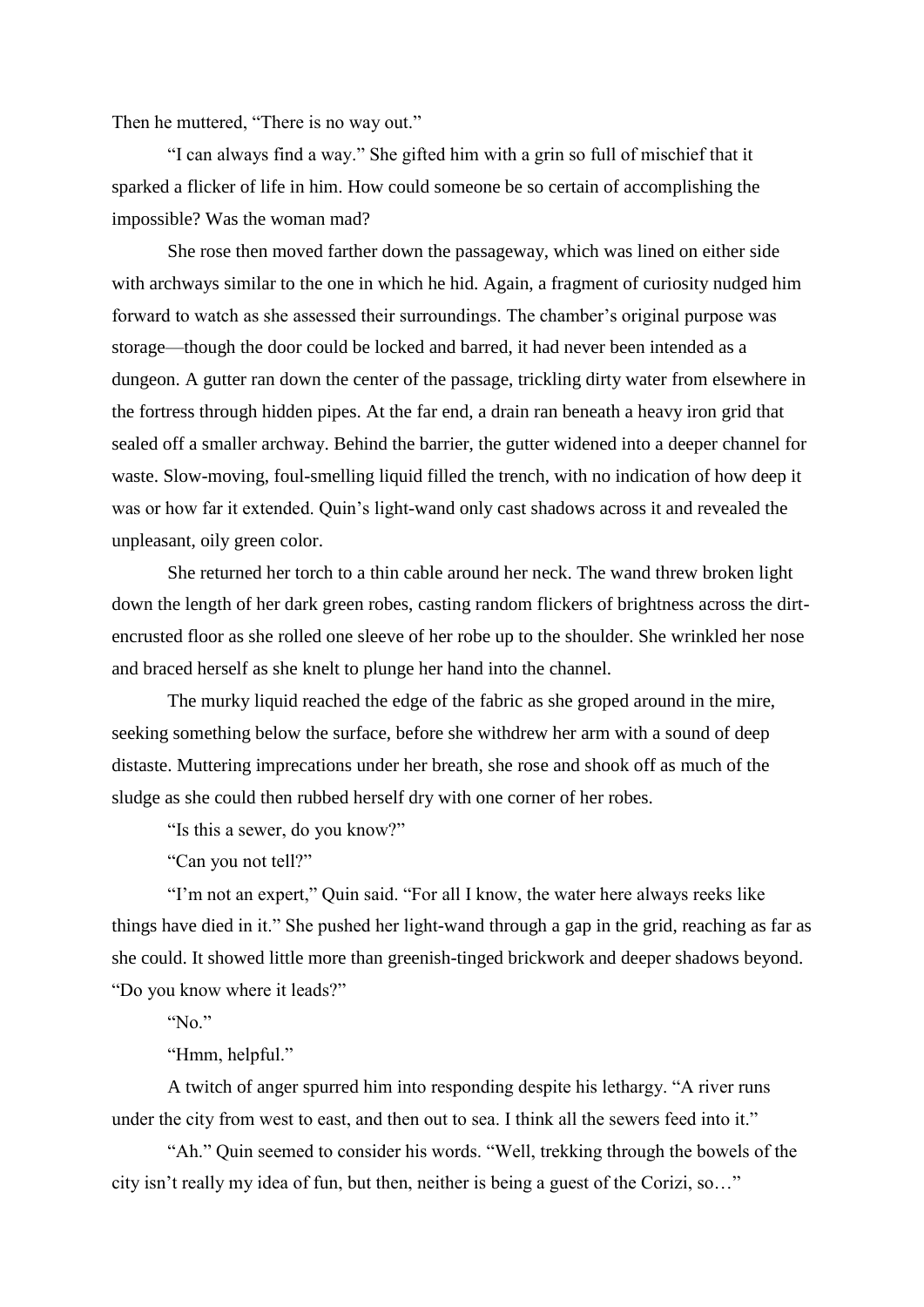Then he muttered, "There is no way out."

"I can always find a way." She gifted him with a grin so full of mischief that it sparked a flicker of life in him. How could someone be so certain of accomplishing the impossible? Was the woman mad?

She rose then moved farther down the passageway, which was lined on either side with archways similar to the one in which he hid. Again, a fragment of curiosity nudged him forward to watch as she assessed their surroundings. The chamber's original purpose was storage—though the door could be locked and barred, it had never been intended as a dungeon. A gutter ran down the center of the passage, trickling dirty water from elsewhere in the fortress through hidden pipes. At the far end, a drain ran beneath a heavy iron grid that sealed off a smaller archway. Behind the barrier, the gutter widened into a deeper channel for waste. Slow-moving, foul-smelling liquid filled the trench, with no indication of how deep it was or how far it extended. Quin's light-wand only cast shadows across it and revealed the unpleasant, oily green color.

She returned her torch to a thin cable around her neck. The wand threw broken light down the length of her dark green robes, casting random flickers of brightness across the dirt-encrusted floor as she rolled one sleeve of her robe up to the shoulder. She wrinkled her nose and braced herself as she knelt to plunge her hand into the channel.

The murky liquid reached the edge of the fabric as she groped around in the mire, seeking something below the surface, before she withdrew her arm with a sound of deep distaste. Muttering imprecations under her breath, she rose and shook off as much of the sludge as she could then rubbed herself dry with one corner of her robes.

"Is this a sewer, do you know?"

"Can you not tell?"

"I'm not an expert," Quin said. "For all I know, the water here always reeks like things have died in it." She pushed her light-wand through a gap in the grid, reaching as far as she could. It showed little more than greenish-tinged brickwork and deeper shadows beyond. "Do you know where it leads?"

"No."

"Hmm, helpful."

A twitch of anger spurred him into responding despite his lethargy. "A river runs under the city from west to east, and then out to sea. I think all the sewers feed into it."

"Ah." Quin seemed to consider his words. "Well, trekking through the bowels of the city isn't really my idea of fun, but then, neither is being a guest of the Corizi, so…"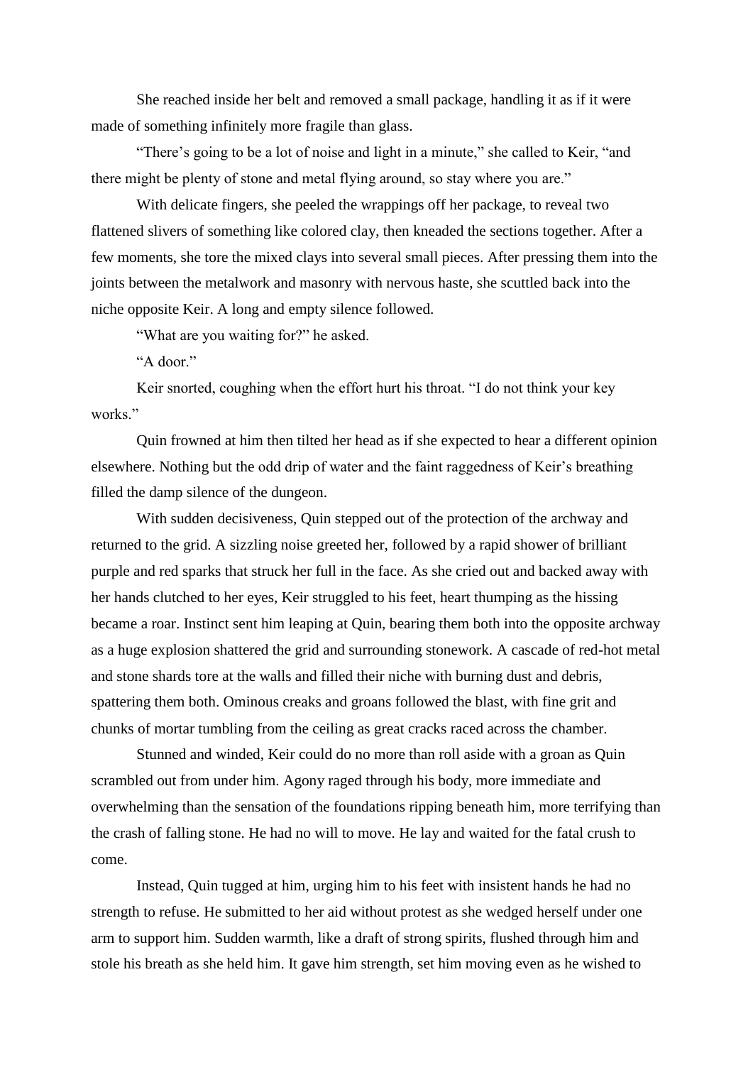She reached inside her belt and removed a small package, handling it as if it were made of something infinitely more fragile than glass.

"There's going to be a lot of noise and light in a minute," she called to Keir, "and there might be plenty of stone and metal flying around, so stay where you are."

With delicate fingers, she peeled the wrappings off her package, to reveal two flattened slivers of something like colored clay, then kneaded the sections together. After a few moments, she tore the mixed clays into several small pieces. After pressing them into the joints between the metalwork and masonry with nervous haste, she scuttled back into the niche opposite Keir. A long and empty silence followed.

"What are you waiting for?" he asked.

"A door."

Keir snorted, coughing when the effort hurt his throat. "I do not think your key works."

Quin frowned at him then tilted her head as if she expected to hear a different opinion elsewhere. Nothing but the odd drip of water and the faint raggedness of Keir's breathing filled the damp silence of the dungeon.

With sudden decisiveness, Quin stepped out of the protection of the archway and returned to the grid. A sizzling noise greeted her, followed by a rapid shower of brilliant purple and red sparks that struck her full in the face. As she cried out and backed away with her hands clutched to her eyes, Keir struggled to his feet, heart thumping as the hissing became a roar. Instinct sent him leaping at Quin, bearing them both into the opposite archway as a huge explosion shattered the grid and surrounding stonework. A cascade of red-hot metal and stone shards tore at the walls and filled their niche with burning dust and debris, spattering them both. Ominous creaks and groans followed the blast, with fine grit and chunks of mortar tumbling from the ceiling as great cracks raced across the chamber.

Stunned and winded, Keir could do no more than roll aside with a groan as Quin scrambled out from under him. Agony raged through his body, more immediate and overwhelming than the sensation of the foundations ripping beneath him, more terrifying than the crash of falling stone. He had no will to move. He lay and waited for the fatal crush to come.

Instead, Quin tugged at him, urging him to his feet with insistent hands he had no strength to refuse. He submitted to her aid without protest as she wedged herself under one arm to support him. Sudden warmth, like a draft of strong spirits, flushed through him and stole his breath as she held him. It gave him strength, set him moving even as he wished to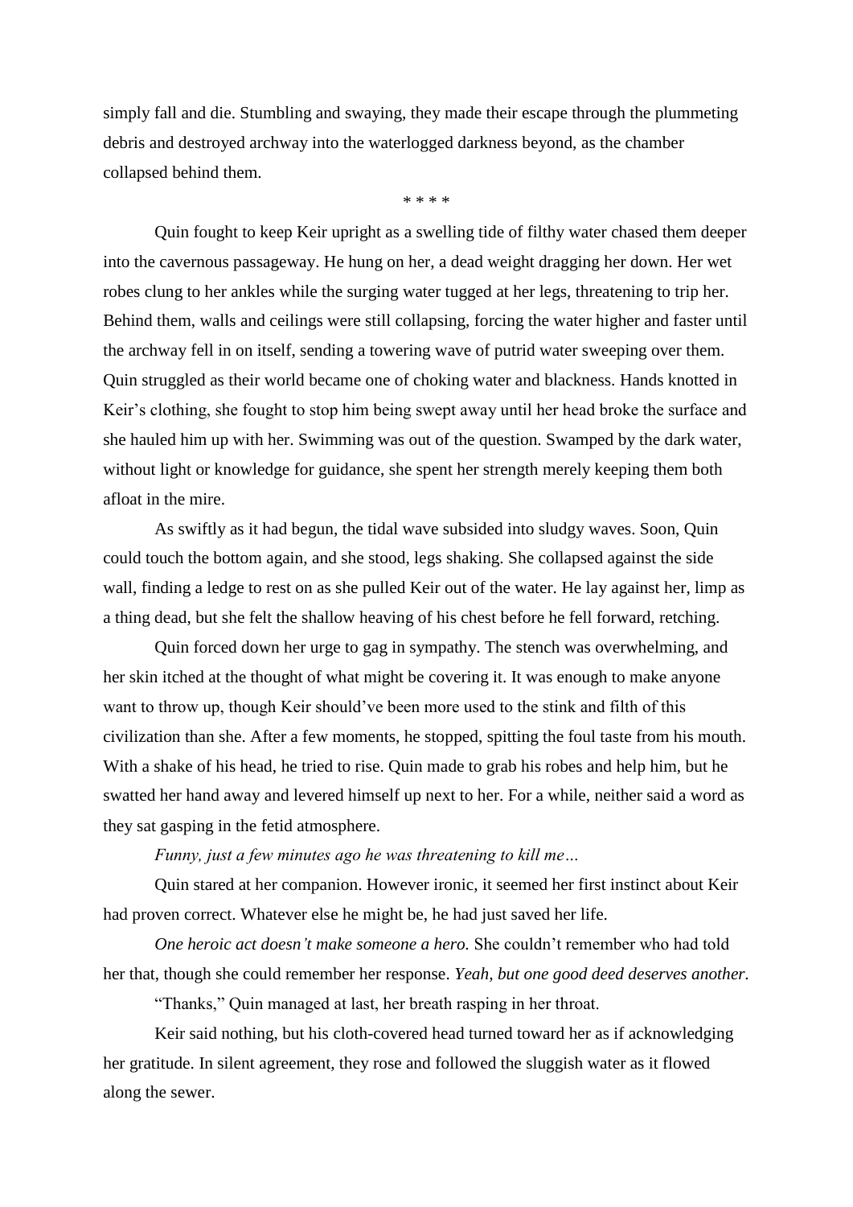simply fall and die. Stumbling and swaying, they made their escape through the plummeting debris and destroyed archway into the waterlogged darkness beyond, as the chamber collapsed behind them.

\* \* \* \*

Quin fought to keep Keir upright as a swelling tide of filthy water chased them deeper into the cavernous passageway. He hung on her, a dead weight dragging her down. Her wet robes clung to her ankles while the surging water tugged at her legs, threatening to trip her. Behind them, walls and ceilings were still collapsing, forcing the water higher and faster until the archway fell in on itself, sending a towering wave of putrid water sweeping over them. Quin struggled as their world became one of choking water and blackness. Hands knotted in Keir's clothing, she fought to stop him being swept away until her head broke the surface and she hauled him up with her. Swimming was out of the question. Swamped by the dark water, without light or knowledge for guidance, she spent her strength merely keeping them both afloat in the mire.

As swiftly as it had begun, the tidal wave subsided into sludgy waves. Soon, Quin could touch the bottom again, and she stood, legs shaking. She collapsed against the side wall, finding a ledge to rest on as she pulled Keir out of the water. He lay against her, limp as a thing dead, but she felt the shallow heaving of his chest before he fell forward, retching.

Quin forced down her urge to gag in sympathy. The stench was overwhelming, and her skin itched at the thought of what might be covering it. It was enough to make anyone want to throw up, though Keir should've been more used to the stink and filth of this civilization than she. After a few moments, he stopped, spitting the foul taste from his mouth. With a shake of his head, he tried to rise. Quin made to grab his robes and help him, but he swatted her hand away and levered himself up next to her. For a while, neither said a word as they sat gasping in the fetid atmosphere.

*Funny, just a few minutes ago he was threatening to kill me…*

Quin stared at her companion. However ironic, it seemed her first instinct about Keir had proven correct. Whatever else he might be, he had just saved her life.

*One heroic act doesn't make someone a hero.* She couldn't remember who had told her that, though she could remember her response. *Yeah, but one good deed deserves another.*

"Thanks," Quin managed at last, her breath rasping in her throat.

Keir said nothing, but his cloth-covered head turned toward her as if acknowledging her gratitude. In silent agreement, they rose and followed the sluggish water as it flowed along the sewer.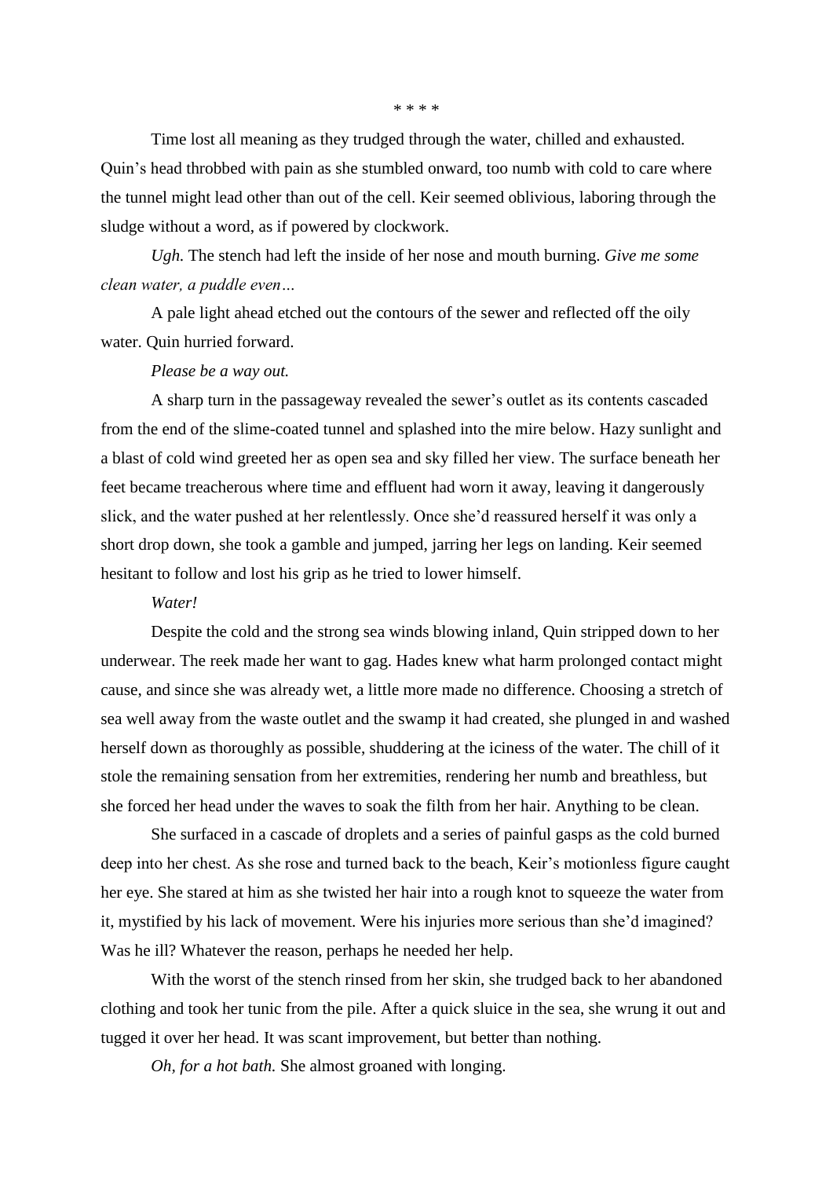\* \* \* \*

Time lost all meaning as they trudged through the water, chilled and exhausted. Quin's head throbbed with pain as she stumbled onward, too numb with cold to care where the tunnel might lead other than out of the cell. Keir seemed oblivious, laboring through the sludge without a word, as if powered by clockwork.

*Ugh.* The stench had left the inside of her nose and mouth burning. *Give me some clean water, a puddle even…*

A pale light ahead etched out the contours of the sewer and reflected off the oily water. Quin hurried forward.

*Please be a way out.*

A sharp turn in the passageway revealed the sewer's outlet as its contents cascaded from the end of the slime-coated tunnel and splashed into the mire below. Hazy sunlight and a blast of cold wind greeted her as open sea and sky filled her view. The surface beneath her feet became treacherous where time and effluent had worn it away, leaving it dangerously slick, and the water pushed at her relentlessly. Once she'd reassured herself it was only a short drop down, she took a gamble and jumped, jarring her legs on landing. Keir seemed hesitant to follow and lost his grip as he tried to lower himself.

*Water!*

Despite the cold and the strong sea winds blowing inland, Quin stripped down to her underwear. The reek made her want to gag. Hades knew what harm prolonged contact might cause, and since she was already wet, a little more made no difference. Choosing a stretch of sea well away from the waste outlet and the swamp it had created, she plunged in and washed herself down as thoroughly as possible, shuddering at the iciness of the water. The chill of it stole the remaining sensation from her extremities, rendering her numb and breathless, but she forced her head under the waves to soak the filth from her hair. Anything to be clean.

She surfaced in a cascade of droplets and a series of painful gasps as the cold burned deep into her chest. As she rose and turned back to the beach, Keir's motionless figure caught her eye. She stared at him as she twisted her hair into a rough knot to squeeze the water from it, mystified by his lack of movement. Were his injuries more serious than she'd imagined? Was he ill? Whatever the reason, perhaps he needed her help.

With the worst of the stench rinsed from her skin, she trudged back to her abandoned clothing and took her tunic from the pile. After a quick sluice in the sea, she wrung it out and tugged it over her head. It was scant improvement, but better than nothing.

*Oh, for a hot bath.* She almost groaned with longing.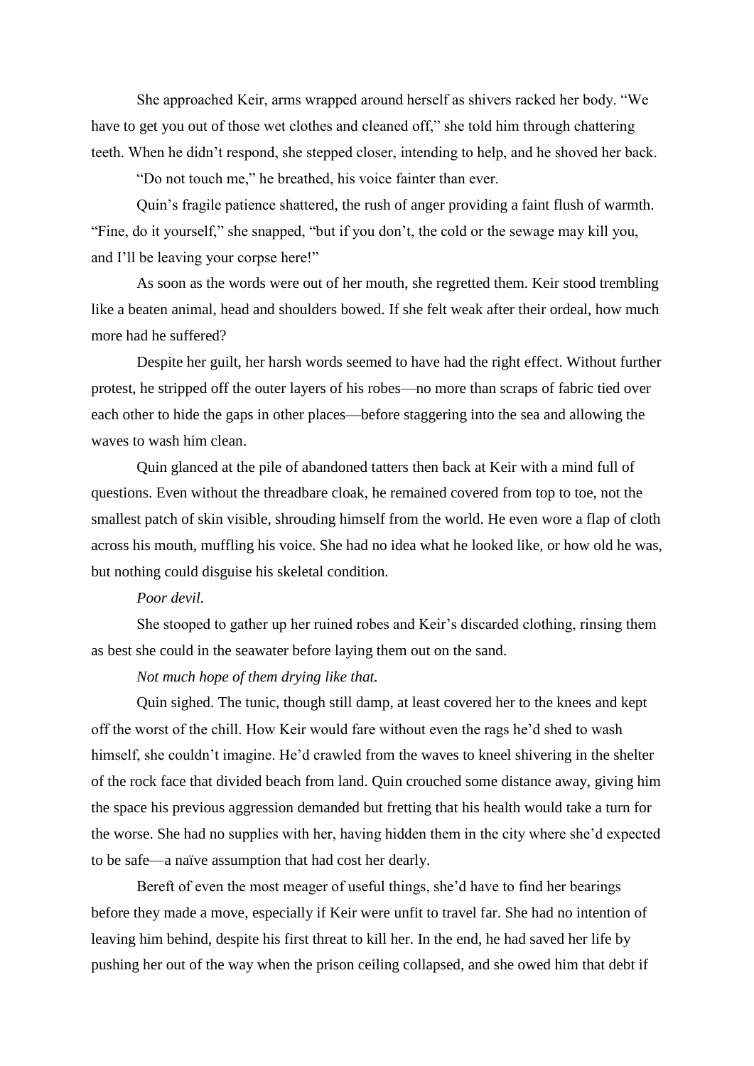She approached Keir, arms wrapped around herself as shivers racked her body. "We have to get you out of those wet clothes and cleaned off," she told him through chattering teeth. When he didn't respond, she stepped closer, intending to help, and he shoved her back.

"Do not touch me," he breathed, his voice fainter than ever.

Quin's fragile patience shattered, the rush of anger providing a faint flush of warmth. "Fine, do it yourself," she snapped, "but if you don't, the cold or the sewage may kill you, and I'll be leaving your corpse here!"

As soon as the words were out of her mouth, she regretted them. Keir stood trembling like a beaten animal, head and shoulders bowed. If she felt weak after their ordeal, how much more had he suffered?

Despite her guilt, her harsh words seemed to have had the right effect. Without further protest, he stripped off the outer layers of his robes—no more than scraps of fabric tied over each other to hide the gaps in other places—before staggering into the sea and allowing the waves to wash him clean.

Quin glanced at the pile of abandoned tatters then back at Keir with a mind full of questions. Even without the threadbare cloak, he remained covered from top to toe, not the smallest patch of skin visible, shrouding himself from the world. He even wore a flap of cloth across his mouth, muffling his voice. She had no idea what he looked like, or how old he was, but nothing could disguise his skeletal condition.

*Poor devil.*

She stooped to gather up her ruined robes and Keir's discarded clothing, rinsing them as best she could in the seawater before laying them out on the sand.

*Not much hope of them drying like that.*

Quin sighed. The tunic, though still damp, at least covered her to the knees and kept off the worst of the chill. How Keir would fare without even the rags he'd shed to wash himself, she couldn't imagine. He'd crawled from the waves to kneel shivering in the shelter of the rock face that divided beach from land. Quin crouched some distance away, giving him the space his previous aggression demanded but fretting that his health would take a turn for the worse. She had no supplies with her, having hidden them in the city where she'd expected to be safe—a naïve assumption that had cost her dearly.

Bereft of even the most meager of useful things, she'd have to find her bearings before they made a move, especially if Keir were unfit to travel far. She had no intention of leaving him behind, despite his first threat to kill her. In the end, he had saved her life by pushing her out of the way when the prison ceiling collapsed, and she owed him that debt if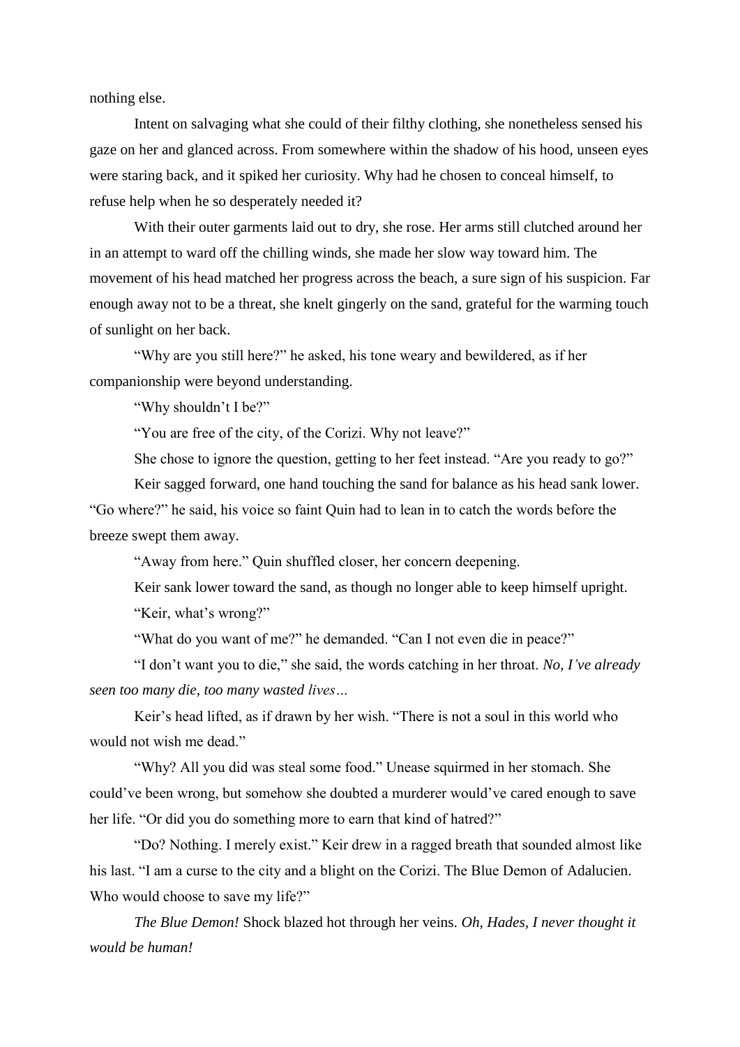nothing else.

Intent on salvaging what she could of their filthy clothing, she nonetheless sensed his gaze on her and glanced across. From somewhere within the shadow of his hood, unseen eyes were staring back, and it spiked her curiosity. Why had he chosen to conceal himself, to refuse help when he so desperately needed it?

With their outer garments laid out to dry, she rose. Her arms still clutched around her in an attempt to ward off the chilling winds, she made her slow way toward him. The movement of his head matched her progress across the beach, a sure sign of his suspicion. Far enough away not to be a threat, she knelt gingerly on the sand, grateful for the warming touch of sunlight on her back.

"Why are you still here?" he asked, his tone weary and bewildered, as if her companionship were beyond understanding.

"Why shouldn't I be?"

"You are free of the city, of the Corizi. Why not leave?"

She chose to ignore the question, getting to her feet instead. "Are you ready to go?"

Keir sagged forward, one hand touching the sand for balance as his head sank lower. "Go where?" he said, his voice so faint Quin had to lean in to catch the words before the breeze swept them away.

"Away from here." Quin shuffled closer, her concern deepening.

Keir sank lower toward the sand, as though no longer able to keep himself upright.

"Keir, what's wrong?"

"What do you want of me?" he demanded. "Can I not even die in peace?"

"I don't want you to die," she said, the words catching in her throat. *No, I've already seen too many die, too many wasted lives…*

Keir's head lifted, as if drawn by her wish. "There is not a soul in this world who would not wish me dead."

"Why? All you did was steal some food." Unease squirmed in her stomach. She could've been wrong, but somehow she doubted a murderer would've cared enough to save her life. "Or did you do something more to earn that kind of hatred?"

"Do? Nothing. I merely exist." Keir drew in a ragged breath that sounded almost like his last. "I am a curse to the city and a blight on the Corizi. The Blue Demon of Adalucien. Who would choose to save my life?"

*The Blue Demon!* Shock blazed hot through her veins. *Oh, Hades, I never thought it would be human!*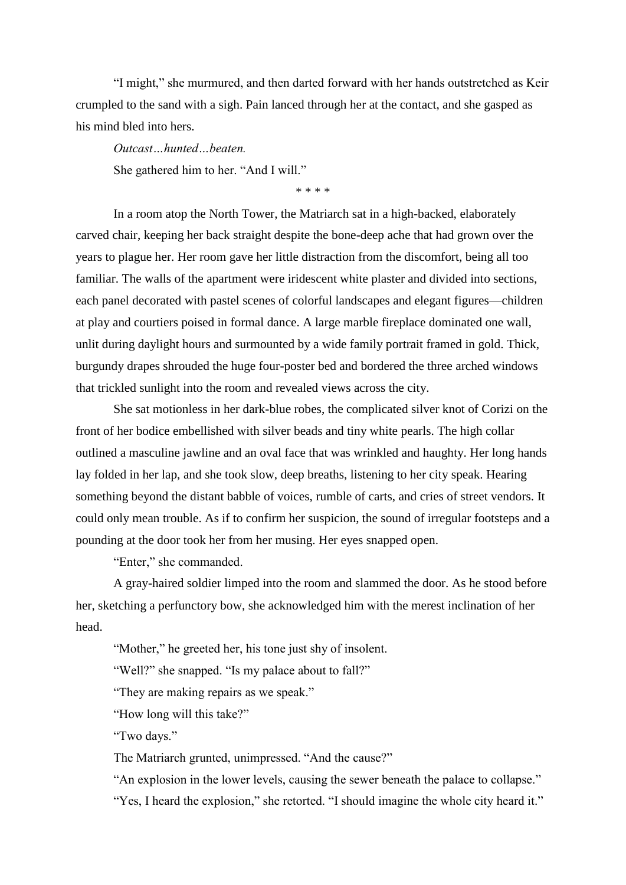"I might," she murmured, and then darted forward with her hands outstretched as Keir crumpled to the sand with a sigh. Pain lanced through her at the contact, and she gasped as his mind bled into hers.

*Outcast…hunted…beaten.*

She gathered him to her. "And I will."

\* \* \* \*

In a room atop the North Tower, the Matriarch sat in a high-backed, elaborately carved chair, keeping her back straight despite the bone-deep ache that had grown over the years to plague her. Her room gave her little distraction from the discomfort, being all too familiar. The walls of the apartment were iridescent white plaster and divided into sections, each panel decorated with pastel scenes of colorful landscapes and elegant figures—children at play and courtiers poised in formal dance. A large marble fireplace dominated one wall, unlit during daylight hours and surmounted by a wide family portrait framed in gold. Thick, burgundy drapes shrouded the huge four-poster bed and bordered the three arched windows that trickled sunlight into the room and revealed views across the city.

She sat motionless in her dark-blue robes, the complicated silver knot of Corizi on the front of her bodice embellished with silver beads and tiny white pearls. The high collar outlined a masculine jawline and an oval face that was wrinkled and haughty. Her long hands lay folded in her lap, and she took slow, deep breaths, listening to her city speak. Hearing something beyond the distant babble of voices, rumble of carts, and cries of street vendors. It could only mean trouble. As if to confirm her suspicion, the sound of irregular footsteps and a pounding at the door took her from her musing. Her eyes snapped open.

"Enter," she commanded.

A gray-haired soldier limped into the room and slammed the door. As he stood before her, sketching a perfunctory bow, she acknowledged him with the merest inclination of her head.

"Mother," he greeted her, his tone just shy of insolent.

"Well?" she snapped. "Is my palace about to fall?"

"They are making repairs as we speak."

"How long will this take?"

"Two days."

The Matriarch grunted, unimpressed. "And the cause?"

"An explosion in the lower levels, causing the sewer beneath the palace to collapse."

"Yes, I heard the explosion," she retorted. "I should imagine the whole city heard it."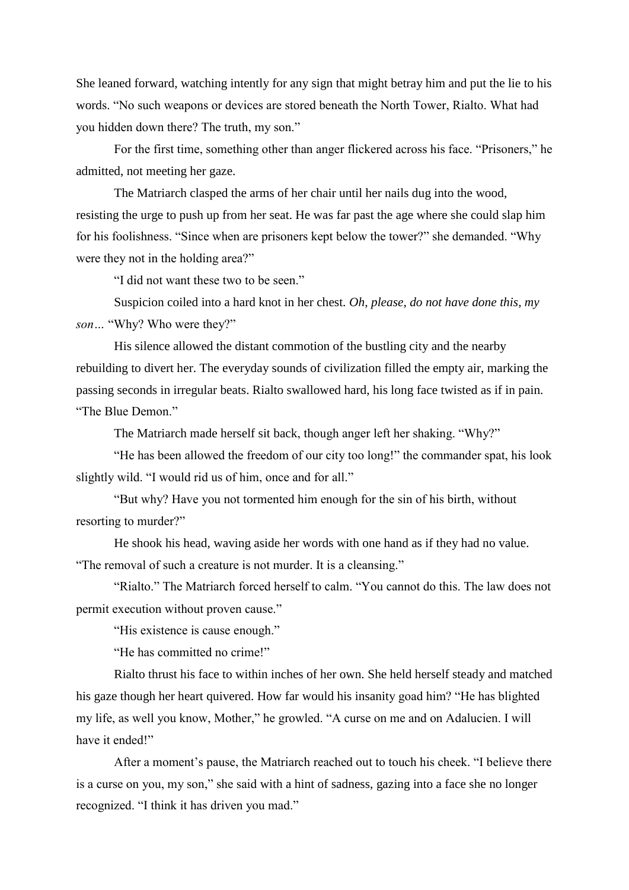She leaned forward, watching intently for any sign that might betray him and put the lie to his words. "No such weapons or devices are stored beneath the North Tower, Rialto. What had you hidden down there? The truth, my son."

For the first time, something other than anger flickered across his face. "Prisoners," he admitted, not meeting her gaze.

The Matriarch clasped the arms of her chair until her nails dug into the wood, resisting the urge to push up from her seat. He was far past the age where she could slap him for his foolishness. "Since when are prisoners kept below the tower?" she demanded. "Why were they not in the holding area?"

"I did not want these two to be seen."

Suspicion coiled into a hard knot in her chest. *Oh, please, do not have done this, my son…* "Why? Who were they?"

His silence allowed the distant commotion of the bustling city and the nearby rebuilding to divert her. The everyday sounds of civilization filled the empty air, marking the passing seconds in irregular beats. Rialto swallowed hard, his long face twisted as if in pain. "The Blue Demon."

The Matriarch made herself sit back, though anger left her shaking. "Why?"

"He has been allowed the freedom of our city too long!" the commander spat, his look slightly wild. "I would rid us of him, once and for all."

"But why? Have you not tormented him enough for the sin of his birth, without resorting to murder?"

He shook his head, waving aside her words with one hand as if they had no value. "The removal of such a creature is not murder. It is a cleansing."

"Rialto." The Matriarch forced herself to calm. "You cannot do this. The law does not permit execution without proven cause."

"His existence is cause enough."

"He has committed no crime!"

Rialto thrust his face to within inches of her own. She held herself steady and matched his gaze though her heart quivered. How far would his insanity goad him? "He has blighted my life, as well you know, Mother," he growled. "A curse on me and on Adalucien. I will have it ended!"

After a moment's pause, the Matriarch reached out to touch his cheek. "I believe there is a curse on you, my son," she said with a hint of sadness, gazing into a face she no longer recognized. "I think it has driven you mad."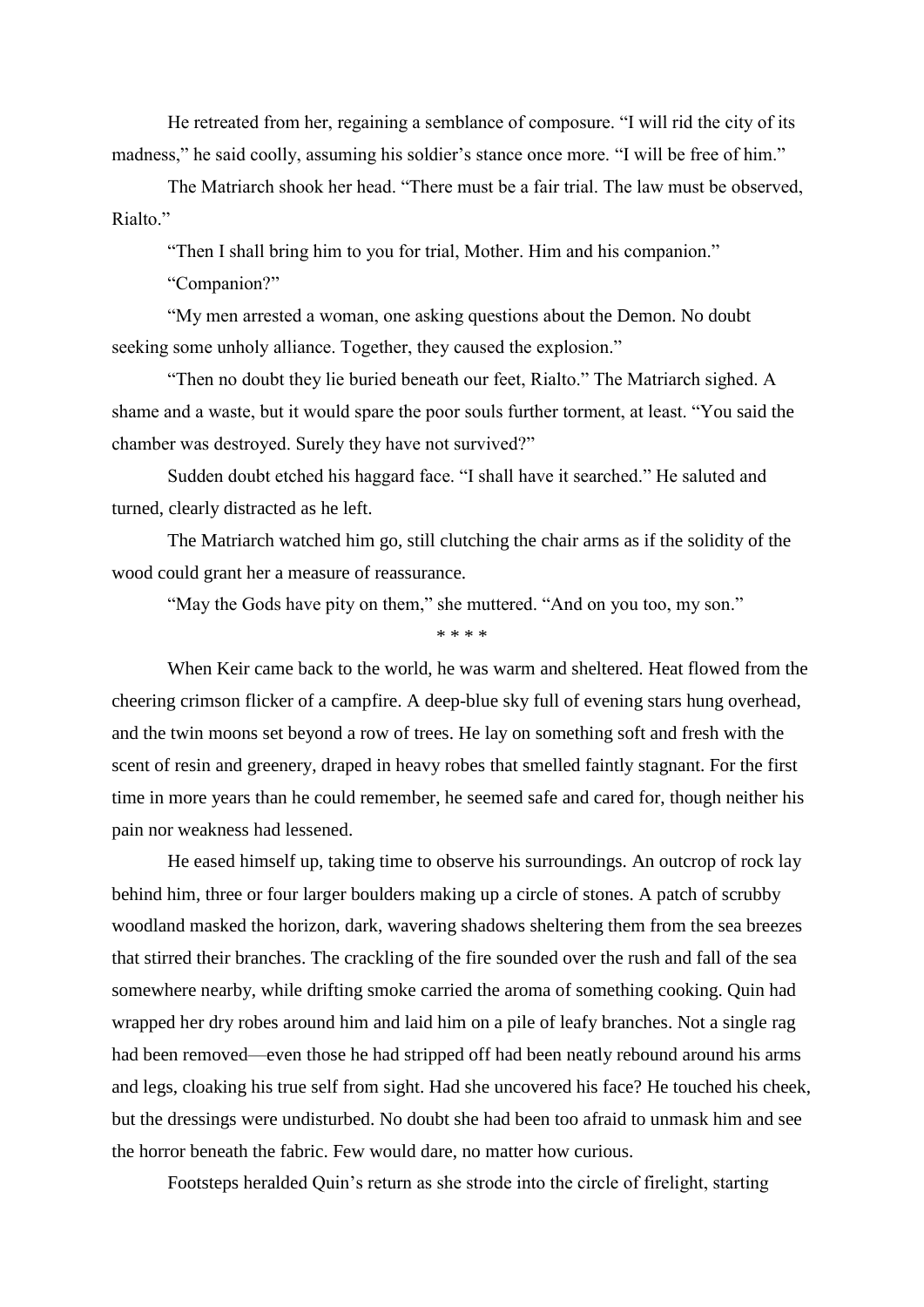He retreated from her, regaining a semblance of composure. "I will rid the city of its madness," he said coolly, assuming his soldier's stance once more. "I will be free of him."

The Matriarch shook her head. "There must be a fair trial. The law must be observed, Rialto."

"Then I shall bring him to you for trial, Mother. Him and his companion."

"Companion?"

"My men arrested a woman, one asking questions about the Demon. No doubt seeking some unholy alliance. Together, they caused the explosion."

"Then no doubt they lie buried beneath our feet, Rialto." The Matriarch sighed. A shame and a waste, but it would spare the poor souls further torment, at least. "You said the chamber was destroyed. Surely they have not survived?"

Sudden doubt etched his haggard face. "I shall have it searched." He saluted and turned, clearly distracted as he left.

The Matriarch watched him go, still clutching the chair arms as if the solidity of the wood could grant her a measure of reassurance.

"May the Gods have pity on them," she muttered. "And on you too, my son."

\* \* \* \*

When Keir came back to the world, he was warm and sheltered. Heat flowed from the cheering crimson flicker of a campfire. A deep-blue sky full of evening stars hung overhead, and the twin moons set beyond a row of trees. He lay on something soft and fresh with the scent of resin and greenery, draped in heavy robes that smelled faintly stagnant. For the first time in more years than he could remember, he seemed safe and cared for, though neither his pain nor weakness had lessened.

He eased himself up, taking time to observe his surroundings. An outcrop of rock lay behind him, three or four larger boulders making up a circle of stones. A patch of scrubby woodland masked the horizon, dark, wavering shadows sheltering them from the sea breezes that stirred their branches. The crackling of the fire sounded over the rush and fall of the sea somewhere nearby, while drifting smoke carried the aroma of something cooking. Quin had wrapped her dry robes around him and laid him on a pile of leafy branches. Not a single rag had been removed—even those he had stripped off had been neatly rebound around his arms and legs, cloaking his true self from sight. Had she uncovered his face? He touched his cheek, but the dressings were undisturbed. No doubt she had been too afraid to unmask him and see the horror beneath the fabric. Few would dare, no matter how curious.

Footsteps heralded Quin's return as she strode into the circle of firelight, starting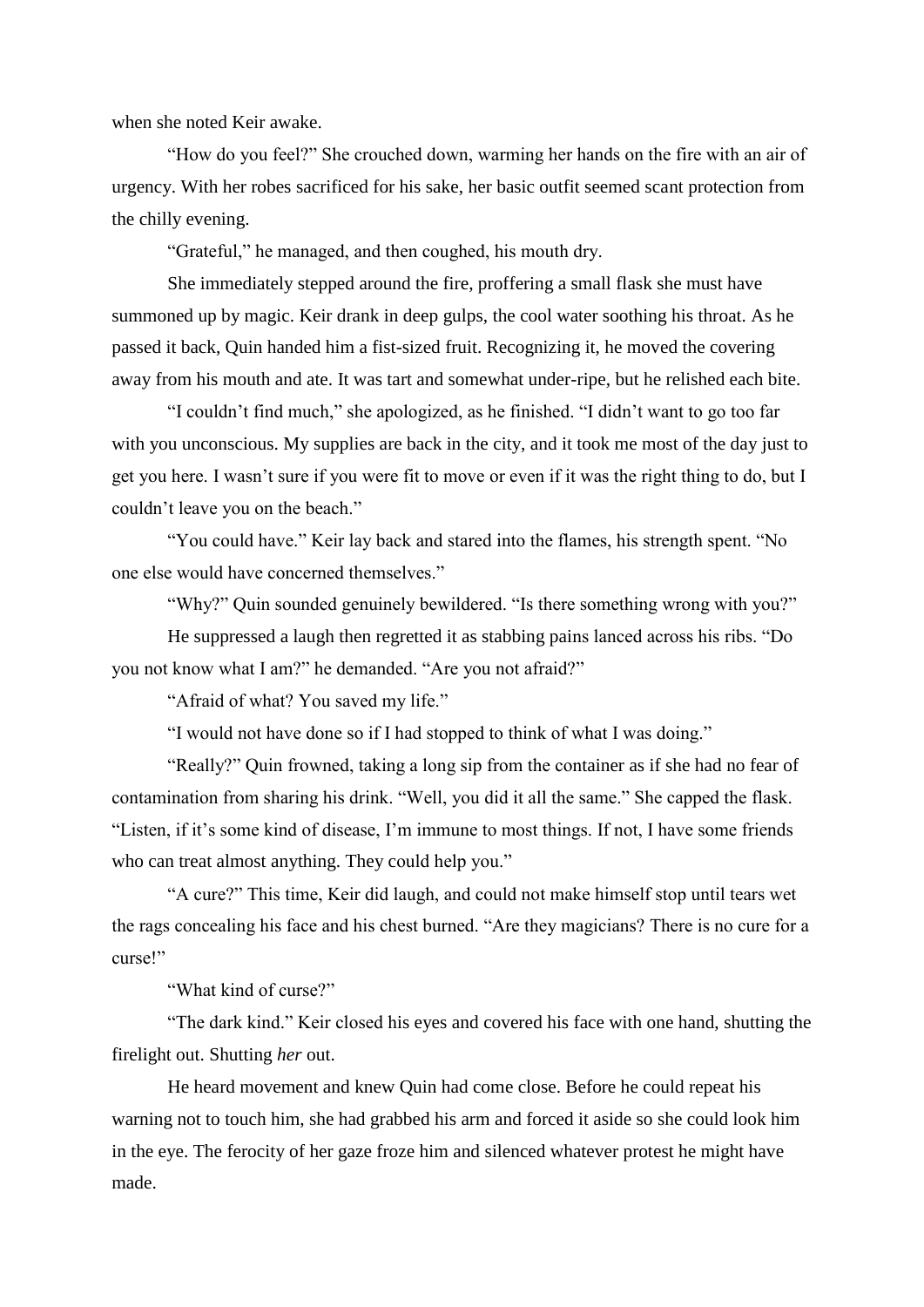when she noted Keir awake.

"How do you feel?" She crouched down, warming her hands on the fire with an air of urgency. With her robes sacrificed for his sake, her basic outfit seemed scant protection from the chilly evening.

"Grateful," he managed, and then coughed, his mouth dry.

She immediately stepped around the fire, proffering a small flask she must have summoned up by magic. Keir drank in deep gulps, the cool water soothing his throat. As he passed it back, Quin handed him a fist-sized fruit. Recognizing it, he moved the covering away from his mouth and ate. It was tart and somewhat under-ripe, but he relished each bite.

"I couldn't find much," she apologized, as he finished. "I didn't want to go too far with you unconscious. My supplies are back in the city, and it took me most of the day just to get you here. I wasn't sure if you were fit to move or even if it was the right thing to do, but I couldn't leave you on the beach."

"You could have." Keir lay back and stared into the flames, his strength spent. "No one else would have concerned themselves."

"Why?" Quin sounded genuinely bewildered. "Is there something wrong with you?"

He suppressed a laugh then regretted it as stabbing pains lanced across his ribs. "Do you not know what I am?" he demanded. "Are you not afraid?"

"Afraid of what? You saved my life."

"I would not have done so if I had stopped to think of what I was doing."

"Really?" Quin frowned, taking a long sip from the container as if she had no fear of contamination from sharing his drink. "Well, you did it all the same." She capped the flask. "Listen, if it's some kind of disease, I'm immune to most things. If not, I have some friends who can treat almost anything. They could help you."

"A cure?" This time, Keir did laugh, and could not make himself stop until tears wet the rags concealing his face and his chest burned. "Are they magicians? There is no cure for a curse!"

"What kind of curse?"

"The dark kind." Keir closed his eyes and covered his face with one hand, shutting the firelight out. Shutting *her* out.

He heard movement and knew Quin had come close. Before he could repeat his warning not to touch him, she had grabbed his arm and forced it aside so she could look him in the eye. The ferocity of her gaze froze him and silenced whatever protest he might have made.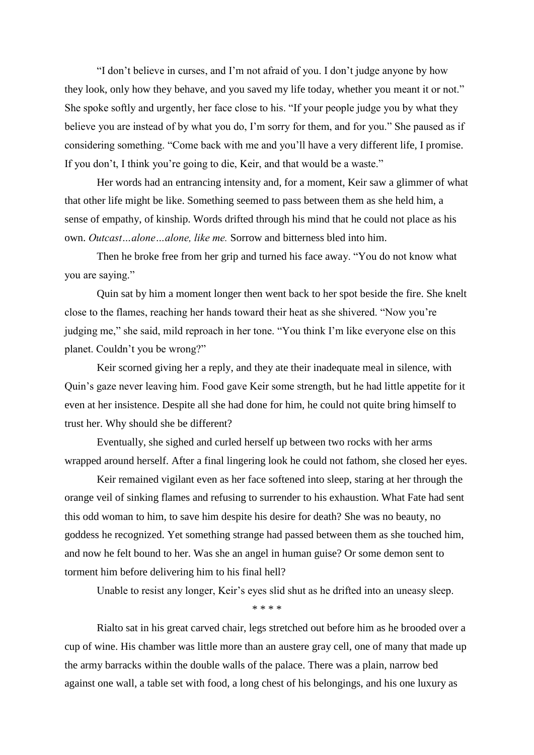"I don't believe in curses, and I'm not afraid of you. I don't judge anyone by how they look, only how they behave, and you saved my life today, whether you meant it or not." She spoke softly and urgently, her face close to his. "If your people judge you by what they believe you are instead of by what you do, I'm sorry for them, and for you." She paused as if considering something. "Come back with me and you'll have a very different life, I promise. If you don't, I think you're going to die, Keir, and that would be a waste."

Her words had an entrancing intensity and, for a moment, Keir saw a glimmer of what that other life might be like. Something seemed to pass between them as she held him, a sense of empathy, of kinship. Words drifted through his mind that he could not place as his own. *Outcast…alone…alone, like me.* Sorrow and bitterness bled into him.

Then he broke free from her grip and turned his face away. "You do not know what you are saying."

Quin sat by him a moment longer then went back to her spot beside the fire. She knelt close to the flames, reaching her hands toward their heat as she shivered. "Now you're judging me," she said, mild reproach in her tone. "You think I'm like everyone else on this planet. Couldn't you be wrong?"

Keir scorned giving her a reply, and they ate their inadequate meal in silence, with Quin's gaze never leaving him. Food gave Keir some strength, but he had little appetite for it even at her insistence. Despite all she had done for him, he could not quite bring himself to trust her. Why should she be different?

Eventually, she sighed and curled herself up between two rocks with her arms wrapped around herself. After a final lingering look he could not fathom, she closed her eyes.

Keir remained vigilant even as her face softened into sleep, staring at her through the orange veil of sinking flames and refusing to surrender to his exhaustion. What Fate had sent this odd woman to him, to save him despite his desire for death? She was no beauty, no goddess he recognized. Yet something strange had passed between them as she touched him, and now he felt bound to her. Was she an angel in human guise? Or some demon sent to torment him before delivering him to his final hell?

Unable to resist any longer, Keir's eyes slid shut as he drifted into an uneasy sleep.

\* \* \* \*

Rialto sat in his great carved chair, legs stretched out before him as he brooded over a cup of wine. His chamber was little more than an austere gray cell, one of many that made up the army barracks within the double walls of the palace. There was a plain, narrow bed against one wall, a table set with food, a long chest of his belongings, and his one luxury as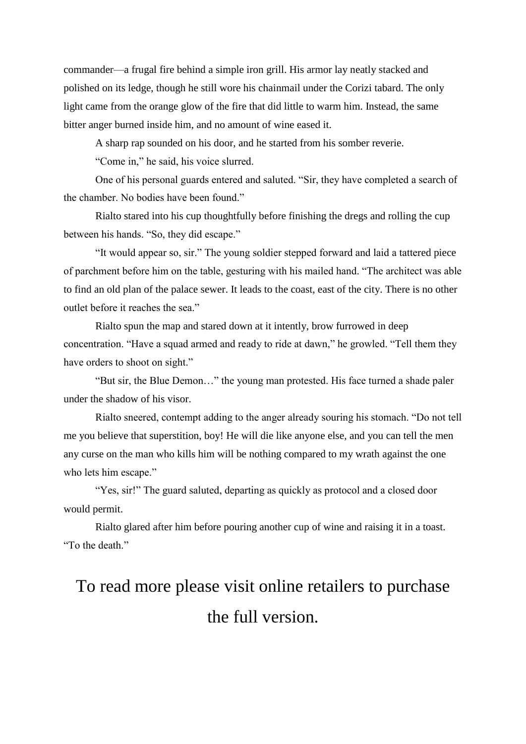commander—a frugal fire behind a simple iron grill. His armor lay neatly stacked and polished on its ledge, though he still wore his chainmail under the Corizi tabard. The only light came from the orange glow of the fire that did little to warm him. Instead, the same bitter anger burned inside him, and no amount of wine eased it.

A sharp rap sounded on his door, and he started from his somber reverie.

"Come in," he said, his voice slurred.

One of his personal guards entered and saluted. "Sir, they have completed a search of the chamber. No bodies have been found."

Rialto stared into his cup thoughtfully before finishing the dregs and rolling the cup between his hands. "So, they did escape."

"It would appear so, sir." The young soldier stepped forward and laid a tattered piece of parchment before him on the table, gesturing with his mailed hand. "The architect was able to find an old plan of the palace sewer. It leads to the coast, east of the city. There is no other outlet before it reaches the sea."

Rialto spun the map and stared down at it intently, brow furrowed in deep concentration. "Have a squad armed and ready to ride at dawn," he growled. "Tell them they have orders to shoot on sight."

"But sir, the Blue Demon…" the young man protested. His face turned a shade paler under the shadow of his visor.

Rialto sneered, contempt adding to the anger already souring his stomach. "Do not tell me you believe that superstition, boy! He will die like anyone else, and you can tell the men any curse on the man who kills him will be nothing compared to my wrath against the one who lets him escape."

"Yes, sir!" The guard saluted, departing as quickly as protocol and a closed door would permit.

Rialto glared after him before pouring another cup of wine and raising it in a toast. "To the death."

# To read more please visit online retailers to purchase the full version.